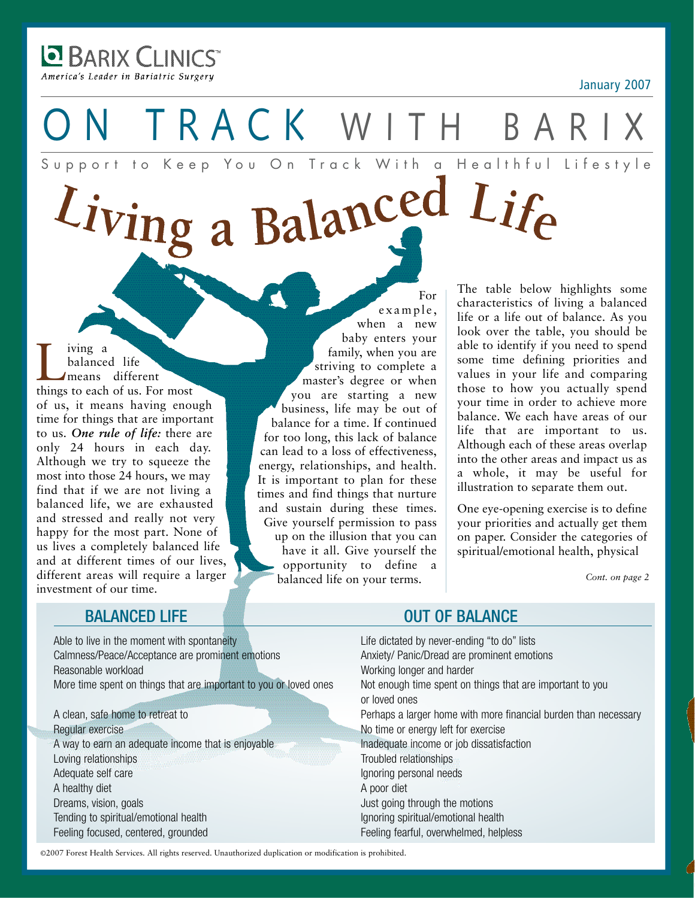**Barix Clinics™**
*America's Leader in Bariatric Surgery*

January 2007

# ON TRACK WITH BARIX

Support to Keep You On Track With a Healthful Lifestyle

## Living a Balanced Life

Living a balanced life means different things to each of us. For most of us, it means having enough time for things that are important to us. ***One rule of life:*** there are only 24 hours in each day. Although we try to squeeze the most into those 24 hours, we may find that if we are not living a balanced life, we are exhausted and stressed and really not very happy for the most part. None of us lives a completely balanced life and at different times of our lives, different areas will require a larger investment of our time.

For example, when a new baby enters your family, when you are striving to complete a master's degree or when you are starting a new business, life may be out of balance for a time. If continued for too long, this lack of balance can lead to a loss of effectiveness, energy, relationships, and health. It is important to plan for these times and find things that nurture and sustain during these times. Give yourself permission to pass up on the illusion that you can have it all. Give yourself the opportunity to define a balanced life on your terms.

The table below highlights some characteristics of living a balanced life or a life out of balance. As you look over the table, you should be able to identify if you need to spend some time defining priorities and values in your life and comparing those to how you actually spend your time in order to achieve more balance. We each have areas of our life that are important to us. Although each of these areas overlap into the other areas and impact us as a whole, it may be useful for illustration to separate them out.

One eye-opening exercise is to define your priorities and actually get them on paper. Consider the categories of spiritual/emotional health, physical

*Cont. on page 2*

| BALANCED LIFE | OUT OF BALANCE |
|---|---|
| Able to live in the moment with spontaneity | Life dictated by never-ending "to do" lists |
| Calmness/Peace/Acceptance are prominent emotions | Anxiety/ Panic/Dread are prominent emotions |
| Reasonable workload | Working longer and harder |
| More time spent on things that are important to you or loved ones | Not enough time spent on things that are important to you or loved ones |
| A clean, safe home to retreat to | Perhaps a larger home with more financial burden than necessary |
| Regular exercise | No time or energy left for exercise |
| A way to earn an adequate income that is enjoyable | Inadequate income or job dissatisfaction |
| Loving relationships | Troubled relationships |
| Adequate self care | Ignoring personal needs |
| A healthy diet | A poor diet |
| Dreams, vision, goals | Just going through the motions |
| Tending to spiritual/emotional health | Ignoring spiritual/emotional health |
| Feeling focused, centered, grounded | Feeling fearful, overwhelmed, helpless |

©2007 Forest Health Services. All rights reserved. Unauthorized duplication or modification is prohibited.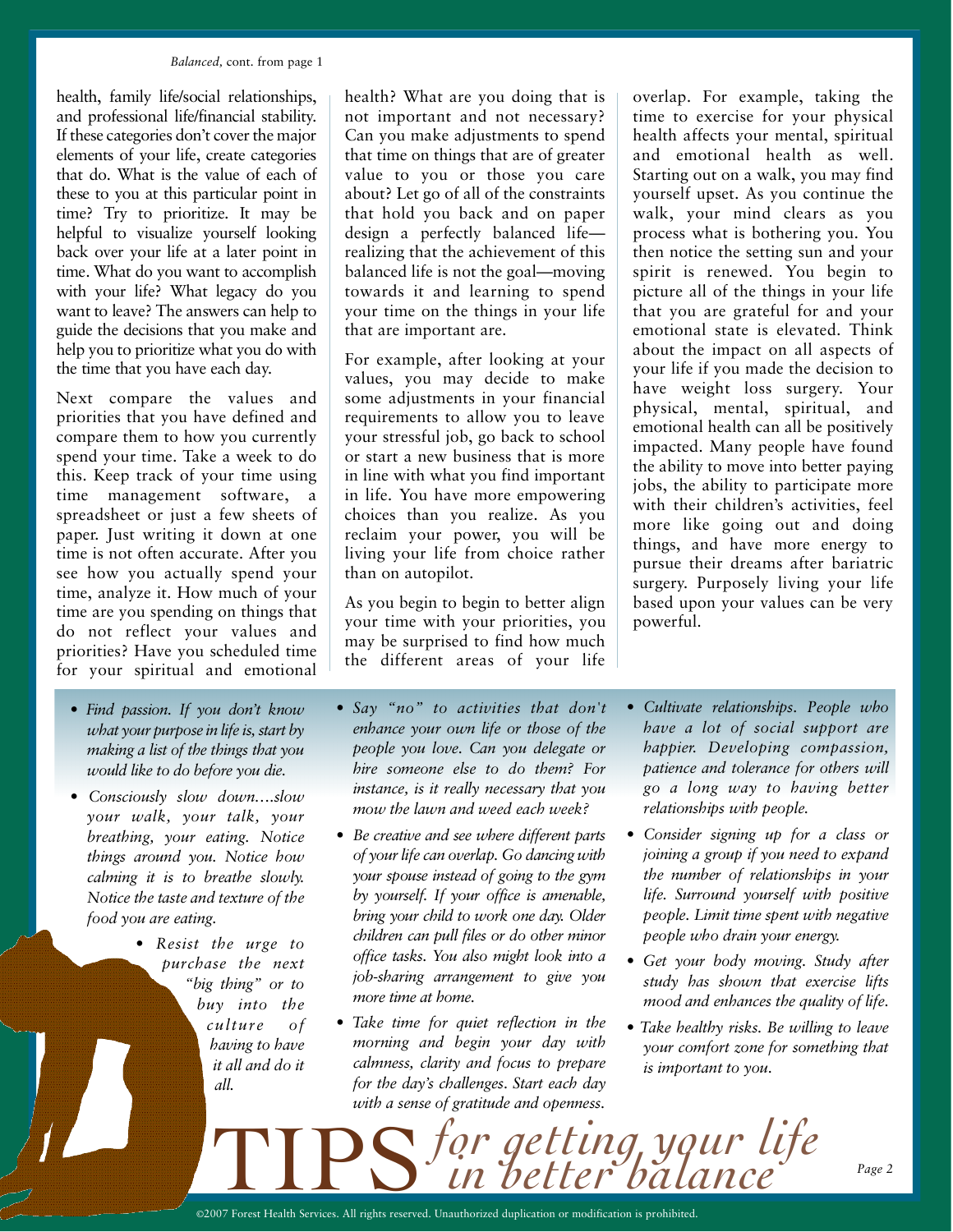*Balanced,* cont. from page 1

health, family life/social relationships, and professional life/financial stability. If these categories don't cover the major elements of your life, create categories that do. What is the value of each of these to you at this particular point in time? Try to prioritize. It may be helpful to visualize yourself looking back over your life at a later point in time. What do you want to accomplish with your life? What legacy do you want to leave? The answers can help to guide the decisions that you make and help you to prioritize what you do with the time that you have each day.

Next compare the values and priorities that you have defined and compare them to how you currently spend your time. Take a week to do this. Keep track of your time using time management software, a spreadsheet or just a few sheets of paper. Just writing it down at one time is not often accurate. After you see how you actually spend your time, analyze it. How much of your time are you spending on things that do not reflect your values and priorities? Have you scheduled time for your spiritual and emotional health? What are you doing that is not important and not necessary? Can you make adjustments to spend that time on things that are of greater value to you or those you care about? Let go of all of the constraints that hold you back and on paper design a perfectly balanced life—realizing that the achievement of this balanced life is not the goal—moving towards it and learning to spend your time on the things in your life that are important are.

For example, after looking at your values, you may decide to make some adjustments in your financial requirements to allow you to leave your stressful job, go back to school or start a new business that is more in line with what you find important in life. You have more empowering choices than you realize. As you reclaim your power, you will be living your life from choice rather than on autopilot.

As you begin to begin to better align your time with your priorities, you may be surprised to find how much the different areas of your life overlap. For example, taking the time to exercise for your physical health affects your mental, spiritual and emotional health as well. Starting out on a walk, you may find yourself upset. As you continue the walk, your mind clears as you process what is bothering you. You then notice the setting sun and your spirit is renewed. You begin to picture all of the things in your life that you are grateful for and your emotional state is elevated. Think about the impact on all aspects of your life if you made the decision to have weight loss surgery. Your physical, mental, spiritual, and emotional health can all be positively impacted. Many people have found the ability to move into better paying jobs, the ability to participate more with their children's activities, feel more like going out and doing things, and have more energy to pursue their dreams after bariatric surgery. Purposely living your life based upon your values can be very powerful.

## TIPS *for getting your life in better balance*

- *Find passion. If you don't know what your purpose in life is, start by making a list of the things that you would like to do before you die.*
- *Consciously slow down….slow your walk, your talk, your breathing, your eating. Notice things around you. Notice how calming it is to breathe slowly. Notice the taste and texture of the food you are eating.*
- *Resist the urge to purchase the next "big thing" or to buy into the culture of having to have it all and do it all.*
- *Say "no" to activities that don't enhance your own life or those of the people you love. Can you delegate or hire someone else to do them? For instance, is it really necessary that you mow the lawn and weed each week?*
- *Be creative and see where different parts of your life can overlap. Go dancing with your spouse instead of going to the gym by yourself. If your office is amenable, bring your child to work one day. Older children can pull files or do other minor office tasks. You also might look into a job-sharing arrangement to give you more time at home.*
- *Take time for quiet reflection in the morning and begin your day with calmness, clarity and focus to prepare for the day's challenges. Start each day with a sense of gratitude and openness.*
- *Cultivate relationships. People who have a lot of social support are happier. Developing compassion, patience and tolerance for others will go a long way to having better relationships with people.*
- *Consider signing up for a class or joining a group if you need to expand the number of relationships in your life. Surround yourself with positive people. Limit time spent with negative people who drain your energy.*
- *Get your body moving. Study after study has shown that exercise lifts mood and enhances the quality of life.*
- *Take healthy risks. Be willing to leave your comfort zone for something that is important to you.*

©2007 Forest Health Services. All rights reserved. Unauthorized duplication or modification is prohibited.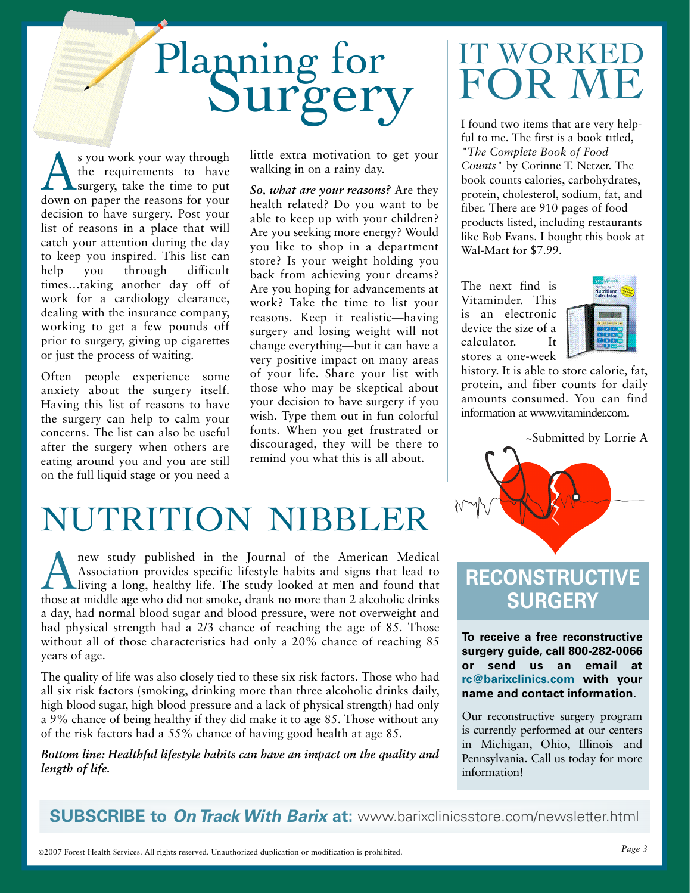# Planning for Surgery

As you work your way through the requirements to have surgery, take the time to put down on paper the reasons for your decision to have surgery. Post your list of reasons in a place that will catch your attention during the day to keep you inspired. This list can help you through difficult times…taking another day off of work for a cardiology clearance, dealing with the insurance company, working to get a few pounds off prior to surgery, giving up cigarettes or just the process of waiting.

Often people experience some anxiety about the surgery itself. Having this list of reasons to have the surgery can help to calm your concerns. The list can also be useful after the surgery when others are eating around you and you are still on the full liquid stage or you need a little extra motivation to get your walking in on a rainy day.

***So, what are your reasons?*** Are they health related? Do you want to be able to keep up with your children? Are you seeking more energy? Would you like to shop in a department store? Is your weight holding you back from achieving your dreams? Are you hoping for advancements at work? Take the time to list your reasons. Keep it realistic—having surgery and losing weight will not change everything—but it can have a very positive impact on many areas of your life. Share your list with those who may be skeptical about your decision to have surgery if you wish. Type them out in fun colorful fonts. When you get frustrated or discouraged, they will be there to remind you what this is all about.

# IT WORKED FOR ME

I found two items that are very helpful to me. The first is a book titled, *"The Complete Book of Food Counts"* by Corinne T. Netzer. The book counts calories, carbohydrates, protein, cholesterol, sodium, fat, and fiber. There are 910 pages of food products listed, including restaurants like Bob Evans. I bought this book at Wal-Mart for $7.99.

The next find is Vitaminder. This is an electronic device the size of a calculator. It stores a one-week history. It is able to store calorie, fat, protein, and fiber counts for daily amounts consumed. You can find information at www.vitaminder.com.

~Submitted by Lorrie A

# NUTRITION NIBBLER

A new study published in the Journal of the American Medical Association provides specific lifestyle habits and signs that lead to living a long, healthy life. The study looked at men and found that those at middle age who did not smoke, drank no more than 2 alcoholic drinks a day, had normal blood sugar and blood pressure, were not overweight and had physical strength had a 2/3 chance of reaching the age of 85. Those without all of those characteristics had only a 20% chance of reaching 85 years of age.

The quality of life was also closely tied to these six risk factors. Those who had all six risk factors (smoking, drinking more than three alcoholic drinks daily, high blood sugar, high blood pressure and a lack of physical strength) had only a 9% chance of being healthy if they did make it to age 85. Those without any of the risk factors had a 55% chance of having good health at age 85.

***Bottom line: Healthful lifestyle habits can have an impact on the quality and length of life.***

## RECONSTRUCTIVE SURGERY

**To receive a free reconstructive surgery guide, call 800-282-0066 or send us an email at rc@barixclinics.com with your name and contact information.**

Our reconstructive surgery program is currently performed at our centers in Michigan, Ohio, Illinois and Pennsylvania. Call us today for more information!

**SUBSCRIBE to *On Track With Barix* at:** www.barixclinicsstore.com/newsletter.html

©2007 Forest Health Services. All rights reserved. Unauthorized duplication or modification is prohibited.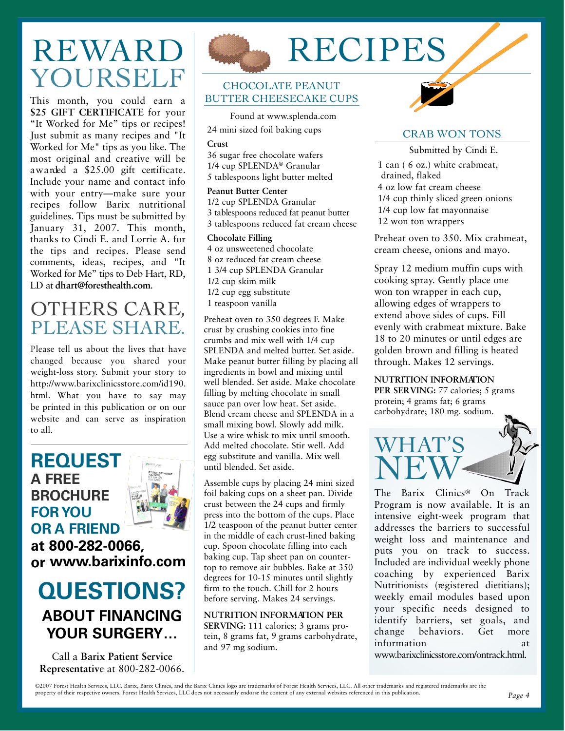# REWARD YOURSELF

This month, you could earn a **$25 GIFT CERTIFICATE** for your "It Worked for Me" tips or recipes! Just submit as many recipes and "It Worked for Me" tips as you like. The most original and creative will be awarded a $25.00 gift certificate. Include your name and contact info with your entry—make sure your recipes follow Barix nutritional guidelines. Tips must be submitted by January 31, 2007. This month, thanks to Cindi E. and Lorrie A. for the tips and recipes. Please send comments, ideas, recipes, and "It Worked for Me" tips to Deb Hart, RD, LD at **dhart@foresthealth.com**.

# OTHERS CARE, PLEASE SHARE.

Please tell us about the lives that have changed because you shared your weight-loss story. Submit your story to http://www.barixclinicsstore.com/id190.html. What you have to say may be printed in this publication or on our website and can serve as inspiration to all.

**REQUEST A FREE BROCHURE FOR YOU OR A FRIEND at 800-282-0066, or www.barixinfo.com**

**QUESTIONS? ABOUT FINANCING YOUR SURGERY…**

Call a **Barix Patient Service Representative** at 800-282-0066.

# RECIPES

## CHOCOLATE PEANUT BUTTER CHEESECAKE CUPS

Found at www.splenda.com

24 mini sized foil baking cups

**Crust**

- 36 sugar free chocolate wafers
- 1/4 cup SPLENDA® Granular
- 5 tablespoons light butter melted

**Peanut Butter Center**

- 1/2 cup SPLENDA Granular
- 3 tablespoons reduced fat peanut butter
- 3 tablespoons reduced fat cream cheese

**Chocolate Filling**

- 4 oz unsweetened chocolate
- 8 oz reduced fat cream cheese
- 1 3/4 cup SPLENDA Granular
- 1/2 cup skim milk
- 1/2 cup egg substitute
- 1 teaspoon vanilla

Preheat oven to 350 degrees F. Make crust by crushing cookies into fine crumbs and mix well with 1/4 cup SPLENDA and melted butter. Set aside. Make peanut butter filling by placing all ingredients in bowl and mixing until well blended. Set aside. Make chocolate filling by melting chocolate in small sauce pan over low heat. Set aside. Blend cream cheese and SPLENDA in a small mixing bowl. Slowly add milk. Use a wire whisk to mix until smooth. Add melted chocolate. Stir well. Add egg substitute and vanilla. Mix well until blended. Set aside.

Assemble cups by placing 24 mini sized foil baking cups on a sheet pan. Divide crust between the 24 cups and firmly press into the bottom of the cups. Place 1/2 teaspoon of the peanut butter center in the middle of each crust-lined baking cup. Spoon chocolate filling into each baking cup. Tap sheet pan on counter-top to remove air bubbles. Bake at 350 degrees for 10-15 minutes until slightly firm to the touch. Chill for 2 hours before serving. Makes 24 servings.

**NUTRITION INFORMATION PER SERVING:** 111 calories; 3 grams protein, 8 grams fat, 9 grams carbohydrate, and 97 mg sodium.

## CRAB WON TONS

Submitted by Cindi E.

- 1 can ( 6 oz.) white crabmeat, drained, flaked
- 4 oz low fat cream cheese
- 1/4 cup thinly sliced green onions
- 1/4 cup low fat mayonnaise
- 12 won ton wrappers

Preheat oven to 350. Mix crabmeat, cream cheese, onions and mayo.

Spray 12 medium muffin cups with cooking spray. Gently place one won ton wrapper in each cup, allowing edges of wrappers to extend above sides of cups. Fill evenly with crabmeat mixture. Bake 18 to 20 minutes or until edges are golden brown and filling is heated through. Makes 12 servings.

**NUTRITION INFORMATION PER SERVING:** 77 calories; 5 grams protein; 4 grams fat; 6 grams carbohydrate; 180 mg. sodium.

# WHAT'S NEW

The Barix Clinics® On Track Program is now available. It is an intensive eight-week program that addresses the barriers to successful weight loss and maintenance and puts you on track to success. Included are individual weekly phone coaching by experienced Barix Nutritionists (registered dietitians); weekly email modules based upon your specific needs designed to identify barriers, set goals, and change behaviors. Get more information at www.barixclinicsstore.com/ontrack.html.

©2007 Forest Health Services, LLC. Barix, Barix Clinics, and the Barix Clinics logo are trademarks of Forest Health Services, LLC. All other trademarks and registered trademarks are the property of their respective owners. Forest Health Services, LLC does not necessarily endorse the content of any external websites referenced in this publication.